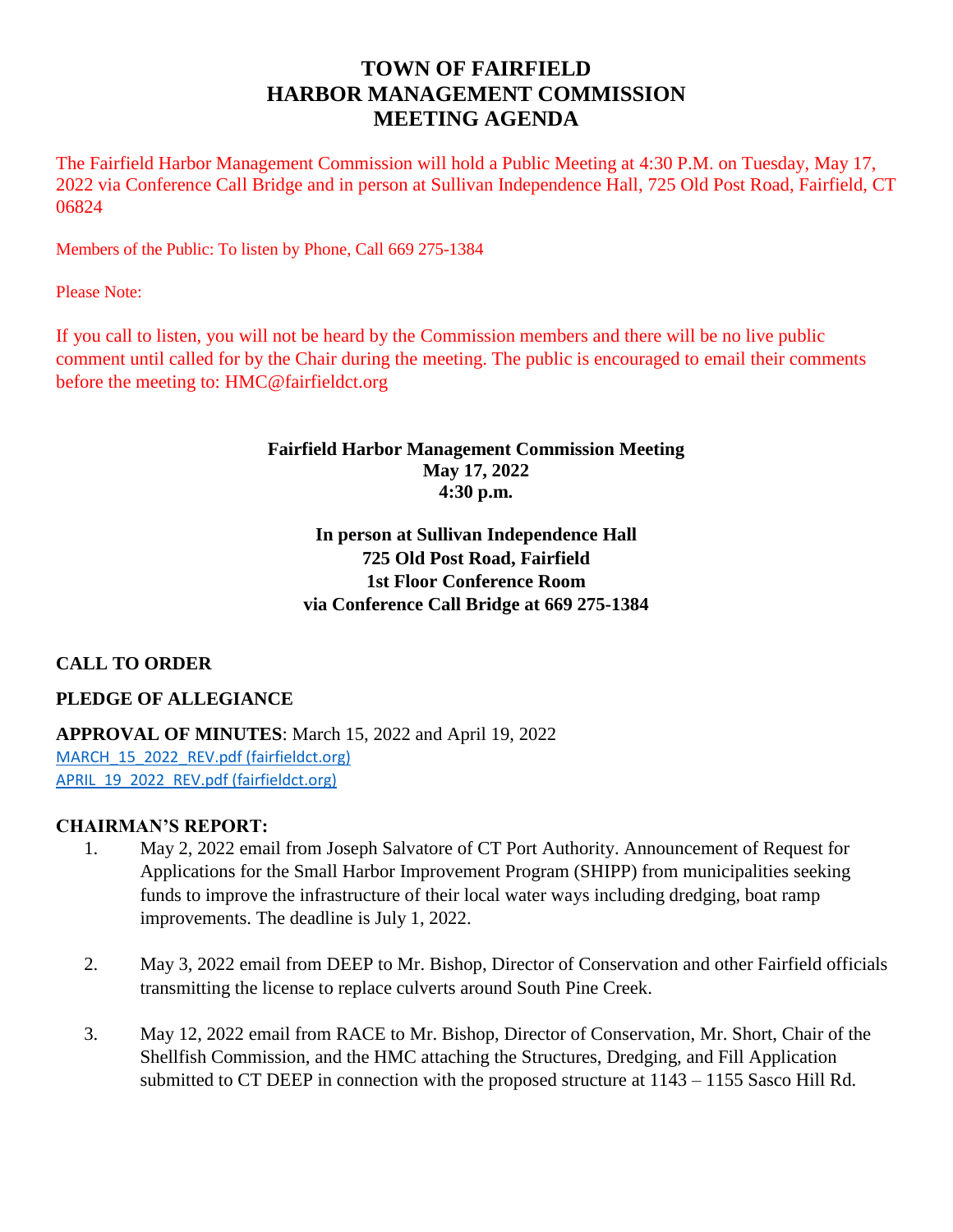# TOWN OF FAIRFIELD
# HARBOR MANAGEMENT COMMISSION
# MEETING AGENDA

The Fairfield Harbor Management Commission will hold a Public Meeting at 4:30 P.M. on Tuesday, May 17, 2022 via Conference Call Bridge and in person at Sullivan Independence Hall, 725 Old Post Road, Fairfield, CT 06824

Members of the Public: To listen by Phone, Call 669 275-1384

Please Note:

If you call to listen, you will not be heard by the Commission members and there will be no live public comment until called for by the Chair during the meeting. The public is encouraged to email their comments before the meeting to: HMC@fairfieldct.org

**Fairfield Harbor Management Commission Meeting**
**May 17, 2022**
**4:30 p.m.**

**In person at Sullivan Independence Hall**
**725 Old Post Road, Fairfield**
**1st Floor Conference Room**
**via Conference Call Bridge at 669 275-1384**

## CALL TO ORDER

## PLEDGE OF ALLEGIANCE

**APPROVAL OF MINUTES**: March 15, 2022 and April 19, 2022
MARCH_15_2022_REV.pdf (fairfieldct.org)
APRIL_19_2022_REV.pdf (fairfieldct.org)

## CHAIRMAN'S REPORT:

1. May 2, 2022 email from Joseph Salvatore of CT Port Authority. Announcement of Request for Applications for the Small Harbor Improvement Program (SHIPP) from municipalities seeking funds to improve the infrastructure of their local water ways including dredging, boat ramp improvements. The deadline is July 1, 2022.

2. May 3, 2022 email from DEEP to Mr. Bishop, Director of Conservation and other Fairfield officials transmitting the license to replace culverts around South Pine Creek.

3. May 12, 2022 email from RACE to Mr. Bishop, Director of Conservation, Mr. Short, Chair of the Shellfish Commission, and the HMC attaching the Structures, Dredging, and Fill Application submitted to CT DEEP in connection with the proposed structure at 1143 – 1155 Sasco Hill Rd.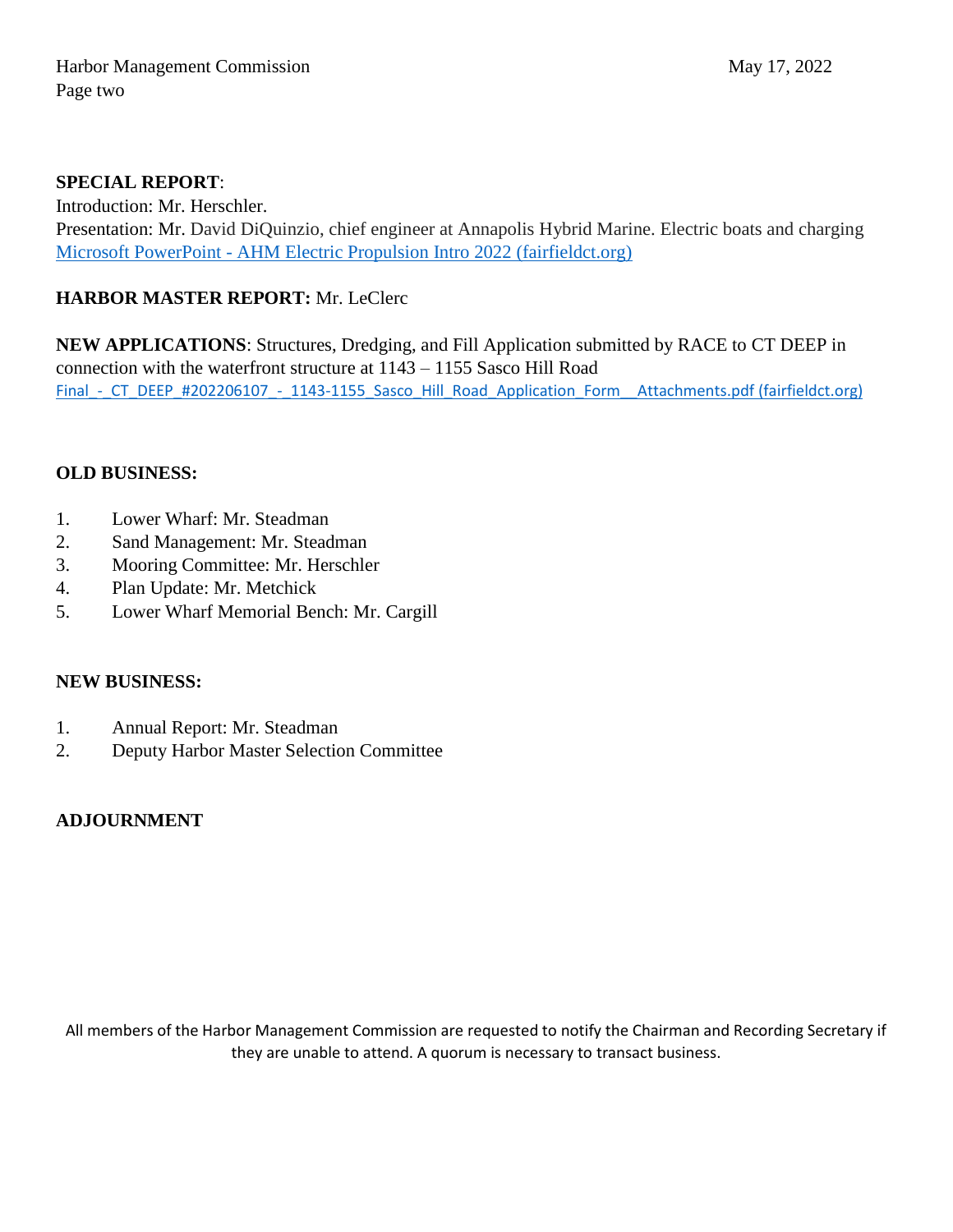**SPECIAL REPORT**:
Introduction: Mr. Herschler.
Presentation: Mr. David DiQuinzio, chief engineer at Annapolis Hybrid Marine. Electric boats and charging
[Microsoft PowerPoint - AHM Electric Propulsion Intro 2022 (fairfieldct.org)]

**HARBOR MASTER REPORT:** Mr. LeClerc

**NEW APPLICATIONS**: Structures, Dredging, and Fill Application submitted by RACE to CT DEEP in connection with the waterfront structure at 1143 – 1155 Sasco Hill Road
Final_-_CT_DEEP_#202206107_-_1143-1155_Sasco_Hill_Road_Application_Form__Attachments.pdf (fairfieldct.org)

**OLD BUSINESS:**

1. Lower Wharf: Mr. Steadman
2. Sand Management: Mr. Steadman
3. Mooring Committee: Mr. Herschler
4. Plan Update: Mr. Metchick
5. Lower Wharf Memorial Bench: Mr. Cargill

**NEW BUSINESS:**

1. Annual Report: Mr. Steadman
2. Deputy Harbor Master Selection Committee

**ADJOURNMENT**

All members of the Harbor Management Commission are requested to notify the Chairman and Recording Secretary if they are unable to attend. A quorum is necessary to transact business.